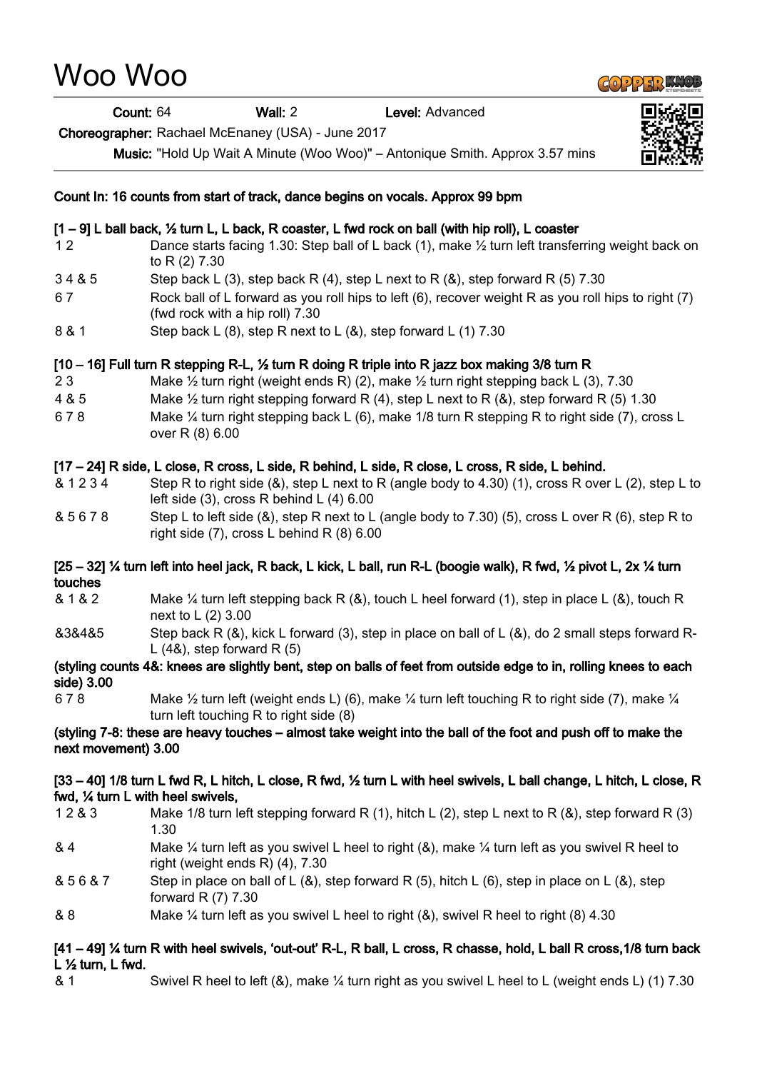# Woo Woo

**Count:** 64 **Wall:** 2 **Level:** Advanced

**Choreographer:** Rachael McEnaney (USA) - June 2017

**Music:** "Hold Up Wait A Minute (Woo Woo)" – Antonique Smith. Approx 3.57 mins

**Count In: 16 counts from start of track, dance begins on vocals. Approx 99 bpm**

**[1 – 9] L ball back, ½ turn L, L back, R coaster, L fwd rock on ball (with hip roll), L coaster**

| | |
|---|---|
| 1 2 | Dance starts facing 1.30: Step ball of L back (1), make ½ turn left transferring weight back on to R (2) 7.30 |
| 3 4 & 5 | Step back L (3), step back R (4), step L next to R (&), step forward R (5) 7.30 |
| 6 7 | Rock ball of L forward as you roll hips to left (6), recover weight R as you roll hips to right (7) (fwd rock with a hip roll) 7.30 |
| 8 & 1 | Step back L (8), step R next to L (&), step forward L (1) 7.30 |

**[10 – 16] Full turn R stepping R-L, ½ turn R doing R triple into R jazz box making 3/8 turn R**

| | |
|---|---|
| 2 3 | Make ½ turn right (weight ends R) (2), make ½ turn right stepping back L (3), 7.30 |
| 4 & 5 | Make ½ turn right stepping forward R (4), step L next to R (&), step forward R (5) 1.30 |
| 6 7 8 | Make ¼ turn right stepping back L (6), make 1/8 turn R stepping R to right side (7), cross L over R (8) 6.00 |

**[17 – 24] R side, L close, R cross, L side, R behind, L side, R close, L cross, R side, L behind.**

| | |
|---|---|
| & 1 2 3 4 | Step R to right side (&), step L next to R (angle body to 4.30) (1), cross R over L (2), step L to left side (3), cross R behind L (4) 6.00 |
| & 5 6 7 8 | Step L to left side (&), step R next to L (angle body to 7.30) (5), cross L over R (6), step R to right side (7), cross L behind R (8) 6.00 |

**[25 – 32] ¼ turn left into heel jack, R back, L kick, L ball, run R-L (boogie walk), R fwd, ½ pivot L, 2x ¼ turn touches**

| | |
|---|---|
| & 1 & 2 | Make ¼ turn left stepping back R (&), touch L heel forward (1), step in place L (&), touch R next to L (2) 3.00 |
| &3&4&5 | Step back R (&), kick L forward (3), step in place on ball of L (&), do 2 small steps forward R-L (4&), step forward R (5) |

**(styling counts 4&: knees are slightly bent, step on balls of feet from outside edge to in, rolling knees to each side) 3.00**

| | |
|---|---|
| 6 7 8 | Make ½ turn left (weight ends L) (6), make ¼ turn left touching R to right side (7), make ¼ turn left touching R to right side (8) |

**(styling 7-8: these are heavy touches – almost take weight into the ball of the foot and push off to make the next movement) 3.00**

**[33 – 40] 1/8 turn L fwd R, L hitch, L close, R fwd, ½ turn L with heel swivels, L ball change, L hitch, L close, R fwd, ¼ turn L with heel swivels,**

| | |
|---|---|
| 1 2 & 3 | Make 1/8 turn left stepping forward R (1), hitch L (2), step L next to R (&), step forward R (3) 1.30 |
| & 4 | Make ¼ turn left as you swivel L heel to right (&), make ¼ turn left as you swivel R heel to right (weight ends R) (4), 7.30 |
| & 5 6 & 7 | Step in place on ball of L (&), step forward R (5), hitch L (6), step in place on L (&), step forward R (7) 7.30 |
| & 8 | Make ¼ turn left as you swivel L heel to right (&), swivel R heel to right (8) 4.30 |

**[41 – 49] ¼ turn R with heel swivels, 'out-out' R-L, R ball, L cross, R chasse, hold, L ball R cross,1/8 turn back L ½ turn, L fwd.**

| | |
|---|---|
| & 1 | Swivel R heel to left (&), make ¼ turn right as you swivel L heel to L (weight ends L) (1) 7.30 |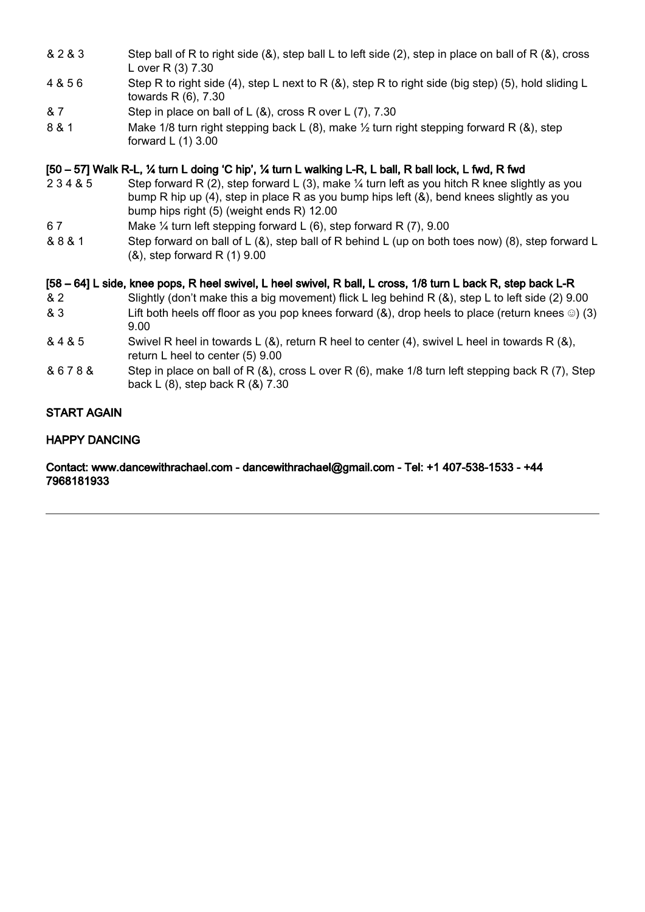| | |
|---|---|
| & 2 & 3 | Step ball of R to right side (&), step ball L to left side (2), step in place on ball of R (&), cross L over R (3) 7.30 |
| 4 & 5 6 | Step R to right side (4), step L next to R (&), step R to right side (big step) (5), hold sliding L towards R (6), 7.30 |
| & 7 | Step in place on ball of L (&), cross R over L (7), 7.30 |
| 8 & 1 | Make 1/8 turn right stepping back L (8), make ½ turn right stepping forward R (&), step forward L (1) 3.00 |

**[50 – 57] Walk R-L, ¼ turn L doing 'C hip', ¼ turn L walking L-R, L ball, R ball lock, L fwd, R fwd**

| | |
|---|---|
| 2 3 4 & 5 | Step forward R (2), step forward L (3), make ¼ turn left as you hitch R knee slightly as you bump R hip up (4), step in place R as you bump hips left (&), bend knees slightly as you bump hips right (5) (weight ends R) 12.00 |
| 6 7 | Make ¼ turn left stepping forward L (6), step forward R (7), 9.00 |
| & 8 & 1 | Step forward on ball of L (&), step ball of R behind L (up on both toes now) (8), step forward L (&), step forward R (1) 9.00 |

**[58 – 64] L side, knee pops, R heel swivel, L heel swivel, R ball, L cross, 1/8 turn L back R, step back L-R**

| | |
|---|---|
| & 2 | Slightly (don't make this a big movement) flick L leg behind R (&), step L to left side (2) 9.00 |
| & 3 | Lift both heels off floor as you pop knees forward (&), drop heels to place (return knees ☺) (3) 9.00 |
| & 4 & 5 | Swivel R heel in towards L (&), return R heel to center (4), swivel L heel in towards R (&), return L heel to center (5) 9.00 |
| & 6 7 8 & | Step in place on ball of R (&), cross L over R (6), make 1/8 turn left stepping back R (7), Step back L (8), step back R (&) 7.30 |

**START AGAIN**

**HAPPY DANCING**

**Contact: www.dancewithrachael.com - dancewithrachael@gmail.com - Tel: +1 407-538-1533 - +44 7968181933**